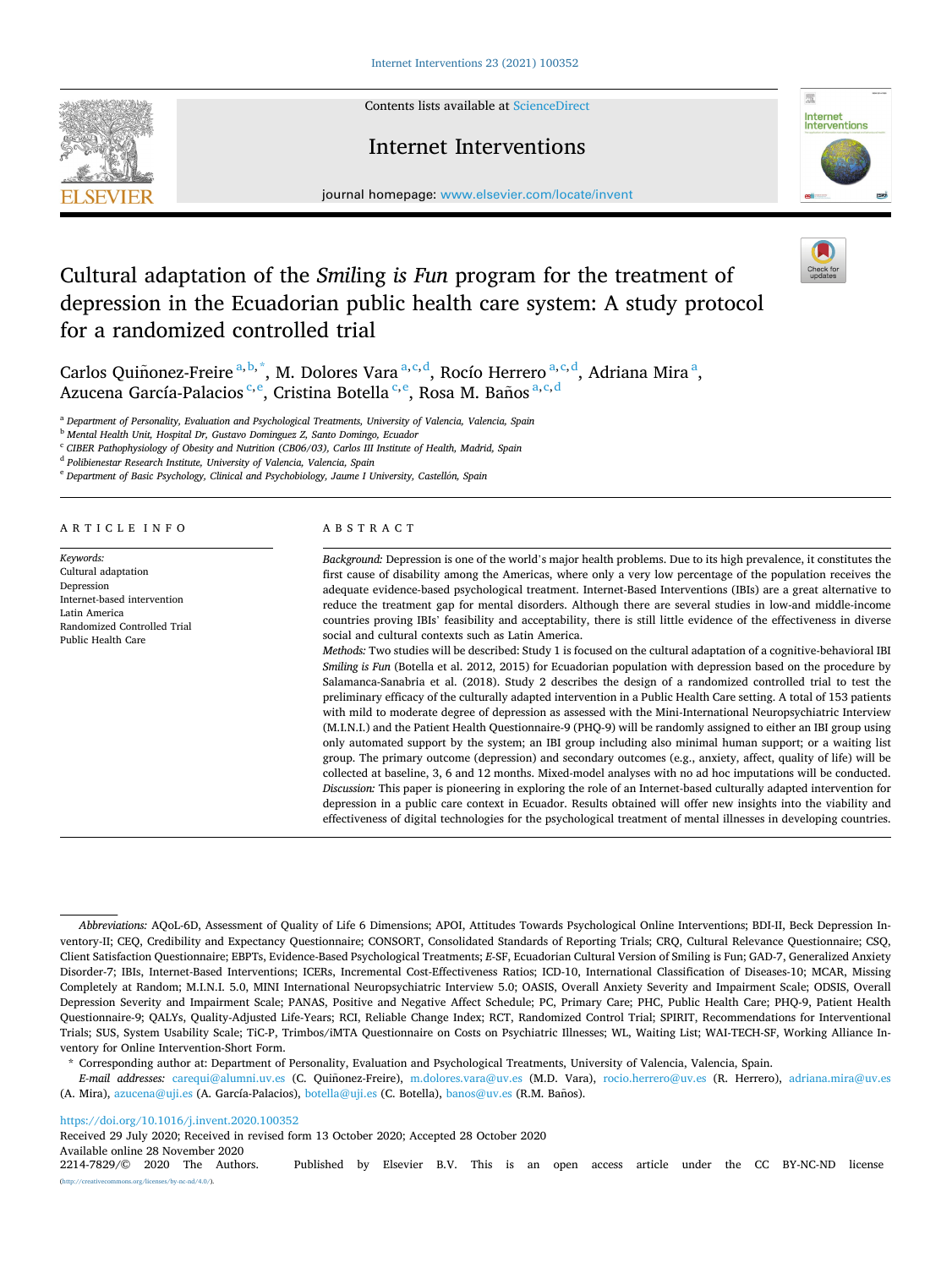# Cultural adaptation of the *Smil*ing *is Fun* program for the treatment of depression in the Ecuadorian public health care system: A study protocol for a randomized controlled trial

Carlos Quiñonez-Freire [a,b,*], M. Dolores Vara [a,c,d], Rocío Herrero [a,c,d], Adriana Mira [a], Azucena García-Palacios [c,e], Cristina Botella [c,e], Rosa M. Baños [a,c,d]

[a] Department of Personality, Evaluation and Psychological Treatments, University of Valencia, Valencia, Spain
[b] Mental Health Unit, Hospital Dr, Gustavo Dominguez Z, Santo Domingo, Ecuador
[c] CIBER Pathophysiology of Obesity and Nutrition (CB06/03), Carlos III Institute of Health, Madrid, Spain
[d] Polibienestar Research Institute, University of Valencia, Valencia, Spain
[e] Department of Basic Psychology, Clinical and Psychobiology, Jaume I University, Castellón, Spain

## ARTICLE INFO

*Keywords:*
Cultural adaptation
Depression
Internet-based intervention
Latin America
Randomized Controlled Trial
Public Health Care

## ABSTRACT

*Background:* Depression is one of the world's major health problems. Due to its high prevalence, it constitutes the first cause of disability among the Americas, where only a very low percentage of the population receives the adequate evidence-based psychological treatment. Internet-Based Interventions (IBIs) are a great alternative to reduce the treatment gap for mental disorders. Although there are several studies in low-and middle-income countries proving IBIs' feasibility and acceptability, there is still little evidence of the effectiveness in diverse social and cultural contexts such as Latin America.

*Methods:* Two studies will be described: Study 1 is focused on the cultural adaptation of a cognitive-behavioral IBI *Smiling is Fun* (Botella et al. 2012, 2015) for Ecuadorian population with depression based on the procedure by Salamanca-Sanabria et al. (2018). Study 2 describes the design of a randomized controlled trial to test the preliminary efficacy of the culturally adapted intervention in a Public Health Care setting. A total of 153 patients with mild to moderate degree of depression as assessed with the Mini-International Neuropsychiatric Interview (M.I.N.I.) and the Patient Health Questionnaire-9 (PHQ-9) will be randomly assigned to either an IBI group using only automated support by the system; an IBI group including also minimal human support; or a waiting list group. The primary outcome (depression) and secondary outcomes (e.g., anxiety, affect, quality of life) will be collected at baseline, 3, 6 and 12 months. Mixed-model analyses with no ad hoc imputations will be conducted.

*Discussion:* This paper is pioneering in exploring the role of an Internet-based culturally adapted intervention for depression in a public care context in Ecuador. Results obtained will offer new insights into the viability and effectiveness of digital technologies for the psychological treatment of mental illnesses in developing countries.

---

*Abbreviations:* AQoL-6D, Assessment of Quality of Life 6 Dimensions; APOI, Attitudes Towards Psychological Online Interventions; BDI-II, Beck Depression Inventory-II; CEQ, Credibility and Expectancy Questionnaire; CONSORT, Consolidated Standards of Reporting Trials; CRQ, Cultural Relevance Questionnaire; CSQ, Client Satisfaction Questionnaire; EBPTs, Evidence-Based Psychological Treatments; *E*-SF, Ecuadorian Cultural Version of Smiling is Fun; GAD-7, Generalized Anxiety Disorder-7; IBIs, Internet-Based Interventions; ICERs, Incremental Cost-Effectiveness Ratios; ICD-10, International Classification of Diseases-10; MCAR, Missing Completely at Random; M.I.N.I. 5.0, MINI International Neuropsychiatric Interview 5.0; OASIS, Overall Anxiety Severity and Impairment Scale; ODSIS, Overall Depression Severity and Impairment Scale; PANAS, Positive and Negative Affect Schedule; PC, Primary Care; PHC, Public Health Care; PHQ-9, Patient Health Questionnaire-9; QALYs, Quality-Adjusted Life-Years; RCI, Reliable Change Index; RCT, Randomized Control Trial; SPIRIT, Recommendations for Interventional Trials; SUS, System Usability Scale; TiC-P, Trimbos/iMTA Questionnaire on Costs on Psychiatric Illnesses; WL, Waiting List; WAI-TECH-SF, Working Alliance Inventory for Online Intervention-Short Form.

\* Corresponding author at: Department of Personality, Evaluation and Psychological Treatments, University of Valencia, Valencia, Spain.

*E-mail addresses:* carequi@alumni.uv.es (C. Quiñonez-Freire), m.dolores.vara@uv.es (M.D. Vara), rocio.herrero@uv.es (R. Herrero), adriana.mira@uv.es (A. Mira), azucena@uji.es (A. García-Palacios), botella@uji.es (C. Botella), banos@uv.es (R.M. Baños).

https://doi.org/10.1016/j.invent.2020.100352
Received 29 July 2020; Received in revised form 13 October 2020; Accepted 28 October 2020
Available online 28 November 2020
2214-7829/© 2020 The Authors. Published by Elsevier B.V. This is an open access article under the CC BY-NC-ND license (http://creativecommons.org/licenses/by-nc-nd/4.0/).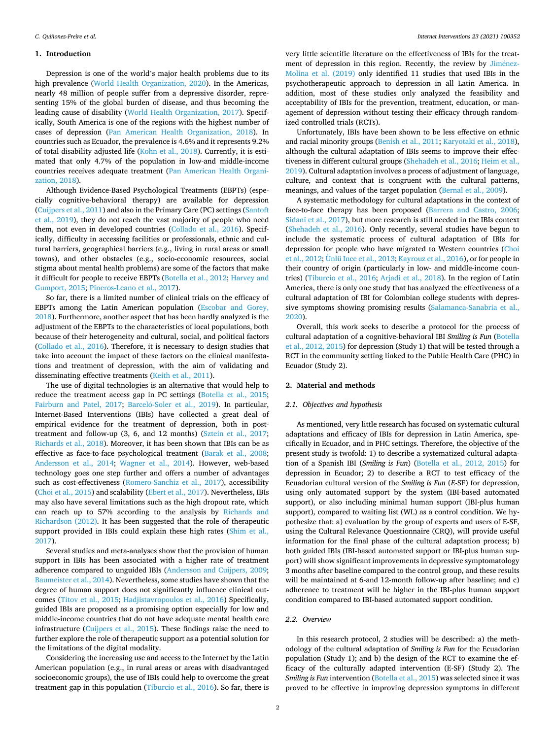## 1. Introduction

Depression is one of the world's major health problems due to its high prevalence (World Health Organization, 2020). In the Americas, nearly 48 million of people suffer from a depressive disorder, representing 15% of the global burden of disease, and thus becoming the leading cause of disability (World Health Organization, 2017). Specifically, South America is one of the regions with the highest number of cases of depression (Pan American Health Organization, 2018). In countries such as Ecuador, the prevalence is 4.6% and it represents 9.2% of total disability adjusted life (Kohn et al., 2018). Currently, it is estimated that only 4.7% of the population in low-and middle-income countries receives adequate treatment (Pan American Health Organization, 2018).

Although Evidence-Based Psychological Treatments (EBPTs) (especially cognitive-behavioral therapy) are available for depression (Cuijpers et al., 2011) and also in the Primary Care (PC) settings (Santoft et al., 2019), they do not reach the vast majority of people who need them, not even in developed countries (Collado et al., 2016). Specifically, difficulty in accessing facilities or professionals, ethnic and cultural barriers, geographical barriers (e.g., living in rural areas or small towns), and other obstacles (e.g., socio-economic resources, social stigma about mental health problems) are some of the factors that make it difficult for people to receive EBPTs (Botella et al., 2012; Harvey and Gumport, 2015; Pineros-Leano et al., 2017).

So far, there is a limited number of clinical trials on the efficacy of EBPTs among the Latin American population (Escobar and Gorey, 2018). Furthermore, another aspect that has been hardly analyzed is the adjustment of the EBPTs to the characteristics of local populations, both because of their heterogeneity and cultural, social, and political factors (Collado et al., 2016). Therefore, it is necessary to design studies that take into account the impact of these factors on the clinical manifestations and treatment of depression, with the aim of validating and disseminating effective treatments (Keith et al., 2011).

The use of digital technologies is an alternative that would help to reduce the treatment access gap in PC settings (Botella et al., 2015; Fairburn and Patel, 2017; Barceló-Soler et al., 2019). In particular, Internet-Based Interventions (IBIs) have collected a great deal of empirical evidence for the treatment of depression, both in post-treatment and follow-up (3, 6, and 12 months) (Sztein et al., 2017; Richards et al., 2018). Moreover, it has been shown that IBIs can be as effective as face-to-face psychological treatment (Barak et al., 2008; Andersson et al., 2014; Wagner et al., 2014). However, web-based technology goes one step further and offers a number of advantages such as cost-effectiveness (Romero-Sanchiz et al., 2017), accessibility (Choi et al., 2015) and scalability (Ebert et al., 2017). Nevertheless, IBIs may also have several limitations such as the high dropout rate, which can reach up to 57% according to the analysis by Richards and Richardson (2012). It has been suggested that the role of therapeutic support provided in IBIs could explain these high rates (Shim et al., 2017).

Several studies and meta-analyses show that the provision of human support in IBIs has been associated with a higher rate of treatment adherence compared to unguided IBIs (Andersson and Cuijpers, 2009; Baumeister et al., 2014). Nevertheless, some studies have shown that the degree of human support does not significantly influence clinical outcomes (Titov et al., 2015; Hadjistavropoulos et al., 2016) Specifically, guided IBIs are proposed as a promising option especially for low and middle-income countries that do not have adequate mental health care infrastructure (Cuijpers et al., 2015). These findings raise the need to further explore the role of therapeutic support as a potential solution for the limitations of the digital modality.

Considering the increasing use and access to the Internet by the Latin American population (e.g., in rural areas or areas with disadvantaged socioeconomic groups), the use of IBIs could help to overcome the great treatment gap in this population (Tiburcio et al., 2016). So far, there is very little scientific literature on the effectiveness of IBIs for the treatment of depression in this region. Recently, the review by Jiménez-Molina et al. (2019) only identified 11 studies that used IBIs in the psychotherapeutic approach to depression in all Latin America. In addition, most of these studies only analyzed the feasibility and acceptability of IBIs for the prevention, treatment, education, or management of depression without testing their efficacy through randomized controlled trials (RCTs).

Unfortunately, IBIs have been shown to be less effective on ethnic and racial minority groups (Benish et al., 2011; Karyotaki et al., 2018), although the cultural adaptation of IBIs seems to improve their effectiveness in different cultural groups (Shehadeh et al., 2016; Heim et al., 2019). Cultural adaptation involves a process of adjustment of language, culture, and context that is congruent with the cultural patterns, meanings, and values of the target population (Bernal et al., 2009).

A systematic methodology for cultural adaptations in the context of face-to-face therapy has been proposed (Barrera and Castro, 2006; Sidani et al., 2017), but more research is still needed in the IBIs context (Shehadeh et al., 2016). Only recently, several studies have begun to include the systematic process of cultural adaptation of IBIs for depression for people who have migrated to Western countries (Choi et al., 2012; Ünlü Ince et al., 2013; Kayrouz et al., 2016), or for people in their country of origin (particularly in low- and middle-income countries) (Tiburcio et al., 2016; Arjadi et al., 2018). In the region of Latin America, there is only one study that has analyzed the effectiveness of a cultural adaptation of IBI for Colombian college students with depressive symptoms showing promising results (Salamanca-Sanabria et al., 2020).

Overall, this work seeks to describe a protocol for the process of cultural adaptation of a cognitive-behavioral IBI *Smiling is Fun* (Botella et al., 2012, 2015) for depression (Study 1) that will be tested through a RCT in the community setting linked to the Public Health Care (PHC) in Ecuador (Study 2).

## 2. Material and methods

### 2.1. Objectives and hypothesis

As mentioned, very little research has focused on systematic cultural adaptations and efficacy of IBIs for depression in Latin America, specifically in Ecuador, and in PHC settings. Therefore, the objective of the present study is twofold: 1) to describe a systematized cultural adaptation of a Spanish IBI (*Smiling is Fun*) (Botella et al., 2012, 2015) for depression in Ecuador; 2) to describe a RCT to test efficacy of the Ecuadorian cultural version of the *Smiling is Fun* (*E*-SF) for depression, using only automated support by the system (IBI-based automated support), or also including minimal human support (IBI-plus human support), compared to waiting list (WL) as a control condition. We hypothesize that: a) evaluation by the group of experts and users of E-SF, using the Cultural Relevance Questionnaire (CRQ), will provide useful information for the final phase of the cultural adaptation process; b) both guided IBIs (IBI-based automated support or IBI-plus human support) will show significant improvements in depressive symptomatology 3 months after baseline compared to the control group, and these results will be maintained at 6-and 12-month follow-up after baseline; and c) adherence to treatment will be higher in the IBI-plus human support condition compared to IBI-based automated support condition.

### 2.2. Overview

In this research protocol, 2 studies will be described: a) the methodology of the cultural adaptation of *Smiling is Fun* for the Ecuadorian population (Study 1); and b) the design of the RCT to examine the efficacy of the culturally adapted intervention (E-SF) (Study 2). The *Smiling is Fun* intervention (Botella et al., 2015) was selected since it was proved to be effective in improving depression symptoms in different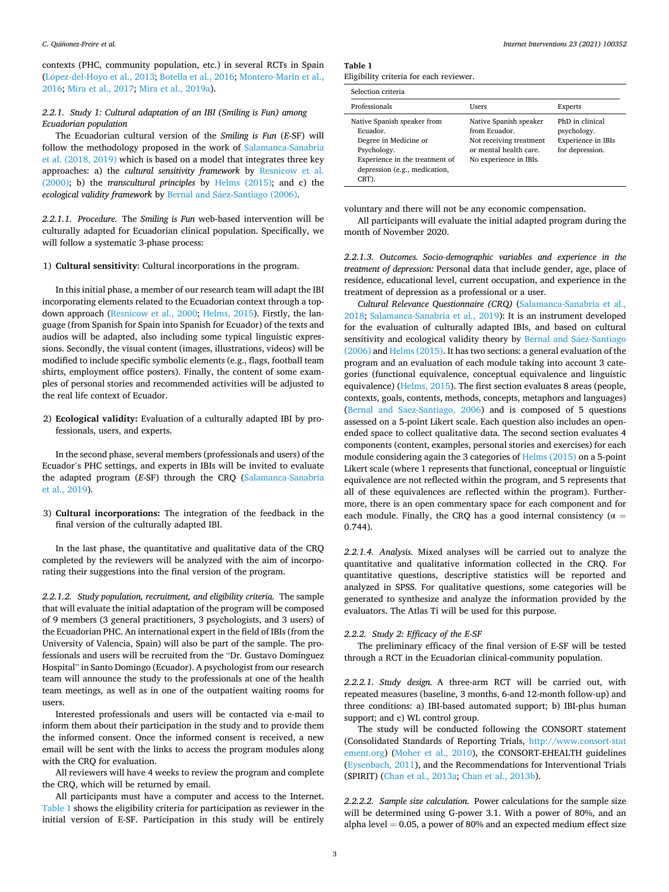contexts (PHC, community population, etc.) in several RCTs in Spain (López-del-Hoyo et al., 2013; Botella et al., 2016; Montero-Marín et al., 2016; Mira et al., 2017; Mira et al., 2019a).

#### 2.2.1. Study 1: Cultural adaptation of an IBI (Smiling is Fun) among Ecuadorian population

The Ecuadorian cultural version of the *Smiling is Fun* (*E*-SF) will follow the methodology proposed in the work of Salamanca-Sanabria et al. (2018, 2019) which is based on a model that integrates three key approaches: a) the *cultural sensitivity framework* by Resnicow et al. (2000); b) the *transcultural principles* by Helms (2015); and c) the *ecological validity framework* by Bernal and Sáez-Santiago (2006).

*2.2.1.1. Procedure.* The *Smiling is Fun* web-based intervention will be culturally adapted for Ecuadorian clinical population. Specifically, we will follow a systematic 3-phase process:

1) **Cultural sensitivity**: Cultural incorporations in the program.

In this initial phase, a member of our research team will adapt the IBI incorporating elements related to the Ecuadorian context through a top-down approach (Resnicow et al., 2000; Helms, 2015). Firstly, the language (from Spanish for Spain into Spanish for Ecuador) of the texts and audios will be adapted, also including some typical linguistic expressions. Secondly, the visual content (images, illustrations, videos) will be modified to include specific symbolic elements (e.g., flags, football team shirts, employment office posters). Finally, the content of some examples of personal stories and recommended activities will be adjusted to the real life context of Ecuador.

2) **Ecological validity:** Evaluation of a culturally adapted IBI by professionals, users, and experts.

In the second phase, several members (professionals and users) of the Ecuador's PHC settings, and experts in IBIs will be invited to evaluate the adapted program (*E*-SF) through the CRQ (Salamanca-Sanabria et al., 2019).

3) **Cultural incorporations:** The integration of the feedback in the final version of the culturally adapted IBI.

In the last phase, the quantitative and qualitative data of the CRQ completed by the reviewers will be analyzed with the aim of incorporating their suggestions into the final version of the program.

*2.2.1.2. Study population, recruitment, and eligibility criteria.* The sample that will evaluate the initial adaptation of the program will be composed of 9 members (3 general practitioners, 3 psychologists, and 3 users) of the Ecuadorian PHC. An international expert in the field of IBIs (from the University of Valencia, Spain) will also be part of the sample. The professionals and users will be recruited from the "Dr. Gustavo Domínguez Hospital" in Santo Domingo (Ecuador). A psychologist from our research team will announce the study to the professionals at one of the health team meetings, as well as in one of the outpatient waiting rooms for users.

Interested professionals and users will be contacted via e-mail to inform them about their participation in the study and to provide them the informed consent. Once the informed consent is received, a new email will be sent with the links to access the program modules along with the CRQ for evaluation.

All reviewers will have 4 weeks to review the program and complete the CRQ, which will be returned by email.

All participants must have a computer and access to the Internet. Table 1 shows the eligibility criteria for participation as reviewer in the initial version of E-SF. Participation in this study will be entirely voluntary and there will not be any economic compensation.

**Table 1**
Eligibility criteria for each reviewer.

| Selection criteria | | |
|---|---|---|
| Professionals | Users | Experts |
| Native Spanish speaker from Ecuador.<br>Degree in Medicine or Psychology.<br>Experience in the treatment of depression (e.g., medication, CBT). | Native Spanish speaker from Ecuador.<br>Not receiving treatment or mental health care.<br>No experience in IBIs. | PhD in clinical psychology.<br>Experience in IBIs for depression. |

All participants will evaluate the initial adapted program during the month of November 2020.

*2.2.1.3. Outcomes. Socio-demographic variables and experience in the treatment of depression:* Personal data that include gender, age, place of residence, educational level, current occupation, and experience in the treatment of depression as a professional or a user.

*Cultural Relevance Questionnaire (CRQ)* (Salamanca-Sanabria et al., 2018; Salamanca-Sanabria et al., 2019): It is an instrument developed for the evaluation of culturally adapted IBIs, and based on cultural sensitivity and ecological validity theory by Bernal and Sáez-Santiago (2006) and Helms (2015). It has two sections: a general evaluation of the program and an evaluation of each module taking into account 3 categories (functional equivalence, conceptual equivalence and linguistic equivalence) (Helms, 2015). The first section evaluates 8 areas (people, contexts, goals, contents, methods, concepts, metaphors and languages) (Bernal and Sáez-Santiago, 2006) and is composed of 5 questions assessed on a 5-point Likert scale. Each question also includes an open-ended space to collect qualitative data. The second section evaluates 4 components (content, examples, personal stories and exercises) for each module considering again the 3 categories of Helms (2015) on a 5-point Likert scale (where 1 represents that functional, conceptual or linguistic equivalence are not reflected within the program, and 5 represents that all of these equivalences are reflected within the program). Furthermore, there is an open commentary space for each component and for each module. Finally, the CRQ has a good internal consistency ($\alpha = 0.744$).

*2.2.1.4. Analysis.* Mixed analyses will be carried out to analyze the quantitative and qualitative information collected in the CRQ. For quantitative questions, descriptive statistics will be reported and analyzed in SPSS. For qualitative questions, some categories will be generated to synthesize and analyze the information provided by the evaluators. The Atlas Ti will be used for this purpose.

#### 2.2.2. Study 2: Efficacy of the E-SF

The preliminary efficacy of the final version of E-SF will be tested through a RCT in the Ecuadorian clinical-community population.

*2.2.2.1. Study design.* A three-arm RCT will be carried out, with repeated measures (baseline, 3 months, 6-and 12-month follow-up) and three conditions: a) IBI-based automated support; b) IBI-plus human support; and c) WL control group.

The study will be conducted following the CONSORT statement (Consolidated Standards of Reporting Trials, http://www.consort-statement.org) (Moher et al., 2010), the CONSORT-EHEALTH guidelines (Eysenbach, 2011), and the Recommendations for Interventional Trials (SPIRIT) (Chan et al., 2013a; Chan et al., 2013b).

*2.2.2.2. Sample size calculation.* Power calculations for the sample size will be determined using G-power 3.1. With a power of 80%, and an alpha level = 0.05, a power of 80% and an expected medium effect size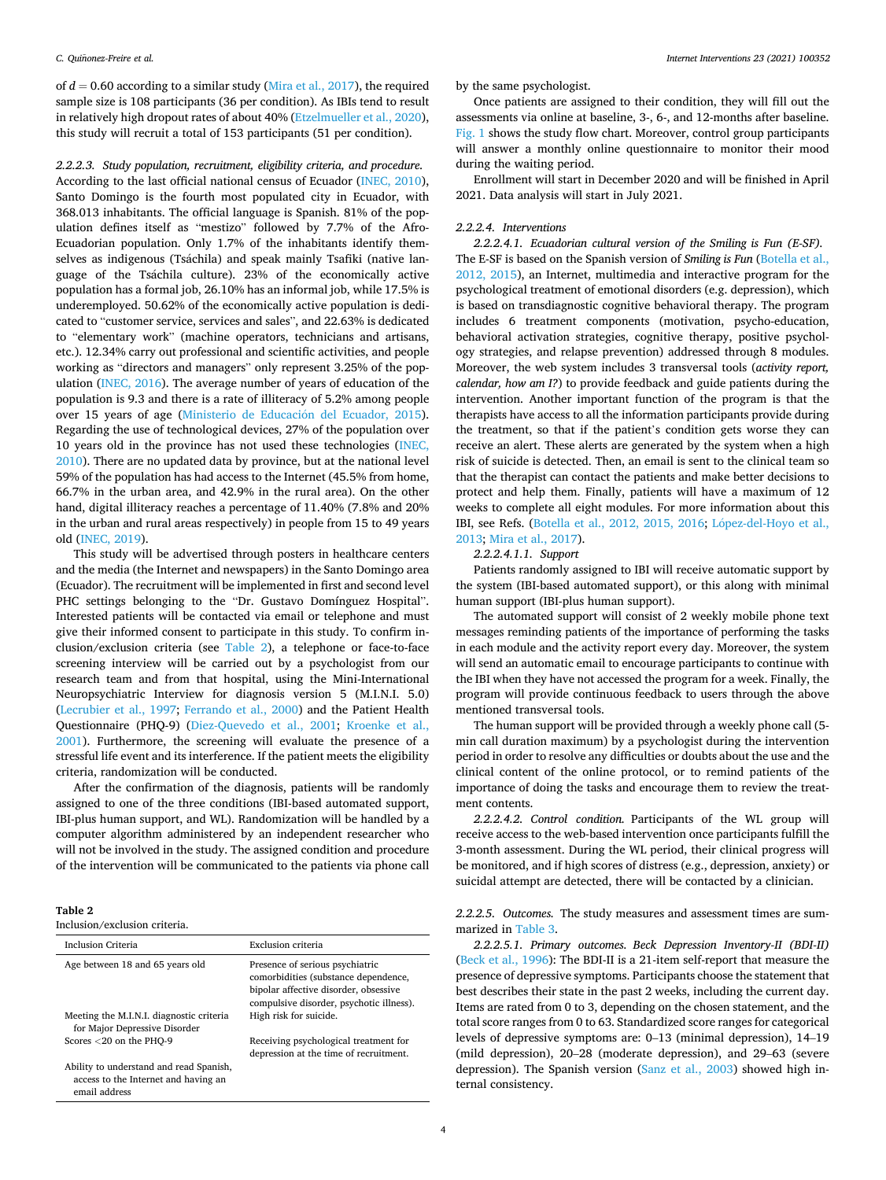of $d = 0.60$ according to a similar study (Mira et al., 2017), the required sample size is 108 participants (36 per condition). As IBIs tend to result in relatively high dropout rates of about 40% (Etzelmueller et al., 2020), this study will recruit a total of 153 participants (51 per condition).

*2.2.2.3. Study population, recruitment, eligibility criteria, and procedure.* According to the last official national census of Ecuador (INEC, 2010), Santo Domingo is the fourth most populated city in Ecuador, with 368.013 inhabitants. The official language is Spanish. 81% of the population defines itself as "mestizo" followed by 7.7% of the Afro-Ecuadorian population. Only 1.7% of the inhabitants identify themselves as indigenous (Tsáchila) and speak mainly Tsafiki (native language of the Tsáchila culture). 23% of the economically active population has a formal job, 26.10% has an informal job, while 17.5% is underemployed. 50.62% of the economically active population is dedicated to "customer service, services and sales", and 22.63% is dedicated to "elementary work" (machine operators, technicians and artisans, etc.). 12.34% carry out professional and scientific activities, and people working as "directors and managers" only represent 3.25% of the population (INEC, 2016). The average number of years of education of the population is 9.3 and there is a rate of illiteracy of 5.2% among people over 15 years of age (Ministerio de Educación del Ecuador, 2015). Regarding the use of technological devices, 27% of the population over 10 years old in the province has not used these technologies (INEC, 2010). There are no updated data by province, but at the national level 59% of the population has had access to the Internet (45.5% from home, 66.7% in the urban area, and 42.9% in the rural area). On the other hand, digital illiteracy reaches a percentage of 11.40% (7.8% and 20% in the urban and rural areas respectively) in people from 15 to 49 years old (INEC, 2019).

This study will be advertised through posters in healthcare centers and the media (the Internet and newspapers) in the Santo Domingo area (Ecuador). The recruitment will be implemented in first and second level PHC settings belonging to the "Dr. Gustavo Domínguez Hospital". Interested patients will be contacted via email or telephone and must give their informed consent to participate in this study. To confirm inclusion/exclusion criteria (see Table 2), a telephone or face-to-face screening interview will be carried out by a psychologist from our research team and from that hospital, using the Mini-International Neuropsychiatric Interview for diagnosis version 5 (M.I.N.I. 5.0) (Lecrubier et al., 1997; Ferrando et al., 2000) and the Patient Health Questionnaire (PHQ-9) (Diez-Quevedo et al., 2001; Kroenke et al., 2001). Furthermore, the screening will evaluate the presence of a stressful life event and its interference. If the patient meets the eligibility criteria, randomization will be conducted.

After the confirmation of the diagnosis, patients will be randomly assigned to one of the three conditions (IBI-based automated support, IBI-plus human support, and WL). Randomization will be handled by a computer algorithm administered by an independent researcher who will not be involved in the study. The assigned condition and procedure of the intervention will be communicated to the patients via phone call by the same psychologist.

**Table 2**
Inclusion/exclusion criteria.

| Inclusion Criteria | Exclusion criteria |
|---|---|
| Age between 18 and 65 years old | Presence of serious psychiatric comorbidities (substance dependence, bipolar affective disorder, obsessive compulsive disorder, psychotic illness). |
| Meeting the M.I.N.I. diagnostic criteria for Major Depressive Disorder | High risk for suicide. |
| Scores <20 on the PHQ-9 | Receiving psychological treatment for depression at the time of recruitment. |
| Ability to understand and read Spanish, access to the Internet and having an email address | |

Once patients are assigned to their condition, they will fill out the assessments via online at baseline, 3-, 6-, and 12-months after baseline. Fig. 1 shows the study flow chart. Moreover, control group participants will answer a monthly online questionnaire to monitor their mood during the waiting period.

Enrollment will start in December 2020 and will be finished in April 2021. Data analysis will start in July 2021.

*2.2.2.4. Interventions*

*2.2.2.4.1. Ecuadorian cultural version of the Smiling is Fun (E-SF).* The E-SF is based on the Spanish version of *Smiling is Fun* (Botella et al., 2012, 2015), an Internet, multimedia and interactive program for the psychological treatment of emotional disorders (e.g. depression), which is based on transdiagnostic cognitive behavioral therapy. The program includes 6 treatment components (motivation, psycho-education, behavioral activation strategies, cognitive therapy, positive psychology strategies, and relapse prevention) addressed through 8 modules. Moreover, the web system includes 3 transversal tools (*activity report, calendar, how am I?*) to provide feedback and guide patients during the intervention. Another important function of the program is that the therapists have access to all the information participants provide during the treatment, so that if the patient's condition gets worse they can receive an alert. These alerts are generated by the system when a high risk of suicide is detected. Then, an email is sent to the clinical team so that the therapist can contact the patients and make better decisions to protect and help them. Finally, patients will have a maximum of 12 weeks to complete all eight modules. For more information about this IBI, see Refs. (Botella et al., 2012, 2015, 2016; López-del-Hoyo et al., 2013; Mira et al., 2017).

*2.2.2.4.1.1. Support*

Patients randomly assigned to IBI will receive automatic support by the system (IBI-based automated support), or this along with minimal human support (IBI-plus human support).

The automated support will consist of 2 weekly mobile phone text messages reminding patients of the importance of performing the tasks in each module and the activity report every day. Moreover, the system will send an automatic email to encourage participants to continue with the IBI when they have not accessed the program for a week. Finally, the program will provide continuous feedback to users through the above mentioned transversal tools.

The human support will be provided through a weekly phone call (5-min call duration maximum) by a psychologist during the intervention period in order to resolve any difficulties or doubts about the use and the clinical content of the online protocol, or to remind patients of the importance of doing the tasks and encourage them to review the treatment contents.

*2.2.2.4.2. Control condition.* Participants of the WL group will receive access to the web-based intervention once participants fulfill the 3-month assessment. During the WL period, their clinical progress will be monitored, and if high scores of distress (e.g., depression, anxiety) or suicidal attempt are detected, there will be contacted by a clinician.

*2.2.2.5. Outcomes.* The study measures and assessment times are summarized in Table 3.

*2.2.2.5.1. Primary outcomes. Beck Depression Inventory-II (BDI-II)* (Beck et al., 1996): The BDI-II is a 21-item self-report that measure the presence of depressive symptoms. Participants choose the statement that best describes their state in the past 2 weeks, including the current day. Items are rated from 0 to 3, depending on the chosen statement, and the total score ranges from 0 to 63. Standardized score ranges for categorical levels of depressive symptoms are: 0–13 (minimal depression), 14–19 (mild depression), 20–28 (moderate depression), and 29–63 (severe depression). The Spanish version (Sanz et al., 2003) showed high internal consistency.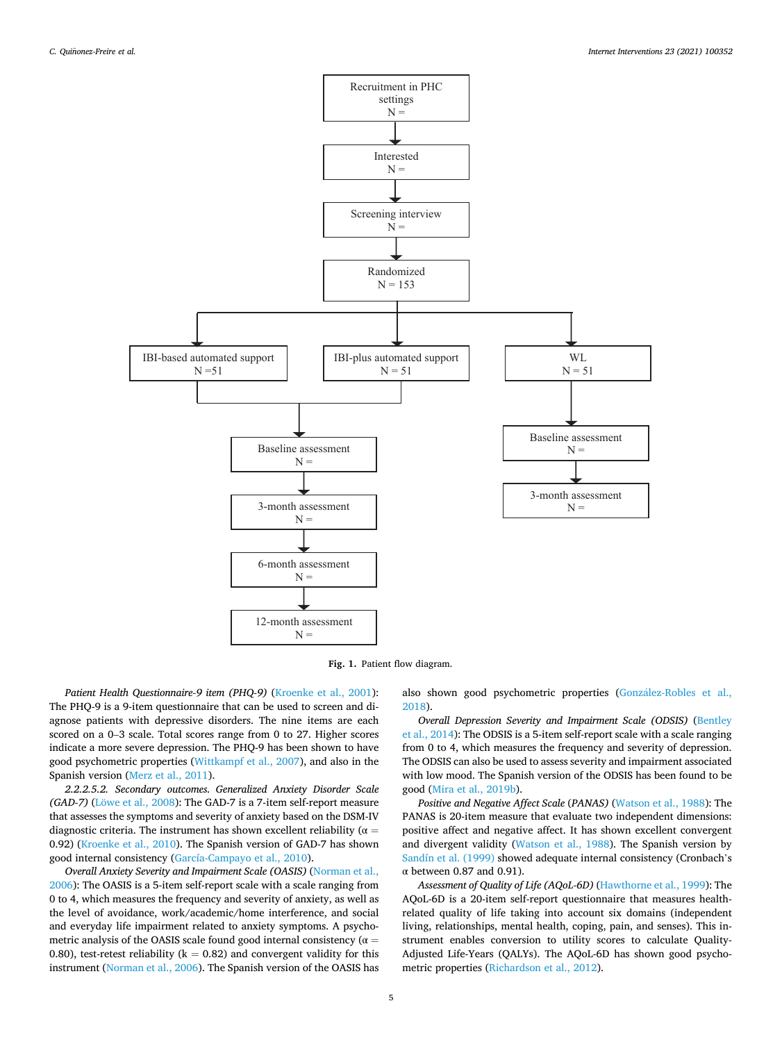Recruitment in PHC settings
N =

Interested
N =

Screening interview
N =

Randomized
N = 153

IBI-based automated support
N =51

IBI-plus automated support
N = 51

WL
N = 51

Baseline assessment
N =

3-month assessment
N =

6-month assessment
N =

12-month assessment
N =

Baseline assessment
N =

3-month assessment
N =

**Fig. 1.** Patient flow diagram.

*Patient Health Questionnaire-9 item (PHQ-9)* (Kroenke et al., 2001): The PHQ-9 is a 9-item questionnaire that can be used to screen and diagnose patients with depressive disorders. The nine items are each scored on a 0–3 scale. Total scores range from 0 to 27. Higher scores indicate a more severe depression. The PHQ-9 has been shown to have good psychometric properties (Wittkampf et al., 2007), and also in the Spanish version (Merz et al., 2011).

*2.2.2.5.2. Secondary outcomes. Generalized Anxiety Disorder Scale (GAD-7)* (Löwe et al., 2008): The GAD-7 is a 7-item self-report measure that assesses the symptoms and severity of anxiety based on the DSM-IV diagnostic criteria. The instrument has shown excellent reliability ($\alpha$ = 0.92) (Kroenke et al., 2010). The Spanish version of GAD-7 has shown good internal consistency (García-Campayo et al., 2010).

*Overall Anxiety Severity and Impairment Scale (OASIS)* (Norman et al., 2006): The OASIS is a 5-item self-report scale with a scale ranging from 0 to 4, which measures the frequency and severity of anxiety, as well as the level of avoidance, work/academic/home interference, and social and everyday life impairment related to anxiety symptoms. A psychometric analysis of the OASIS scale found good internal consistency ($\alpha$ = 0.80), test-retest reliability (k = 0.82) and convergent validity for this instrument (Norman et al., 2006). The Spanish version of the OASIS has also shown good psychometric properties (González-Robles et al., 2018).

*Overall Depression Severity and Impairment Scale (ODSIS)* (Bentley et al., 2014): The ODSIS is a 5-item self-report scale with a scale ranging from 0 to 4, which measures the frequency and severity of depression. The ODSIS can also be used to assess severity and impairment associated with low mood. The Spanish version of the ODSIS has been found to be good (Mira et al., 2019b).

*Positive and Negative Affect Scale (PANAS)* (Watson et al., 1988): The PANAS is 20-item measure that evaluate two independent dimensions: positive affect and negative affect. It has shown excellent convergent and divergent validity (Watson et al., 1988). The Spanish version by Sandín et al. (1999) showed adequate internal consistency (Cronbach's $\alpha$ between 0.87 and 0.91).

*Assessment of Quality of Life (AQoL-6D)* (Hawthorne et al., 1999): The AQoL-6D is a 20-item self-report questionnaire that measures health-related quality of life taking into account six domains (independent living, relationships, mental health, coping, pain, and senses). This instrument enables conversion to utility scores to calculate Quality-Adjusted Life-Years (QALYs). The AQoL-6D has shown good psychometric properties (Richardson et al., 2012).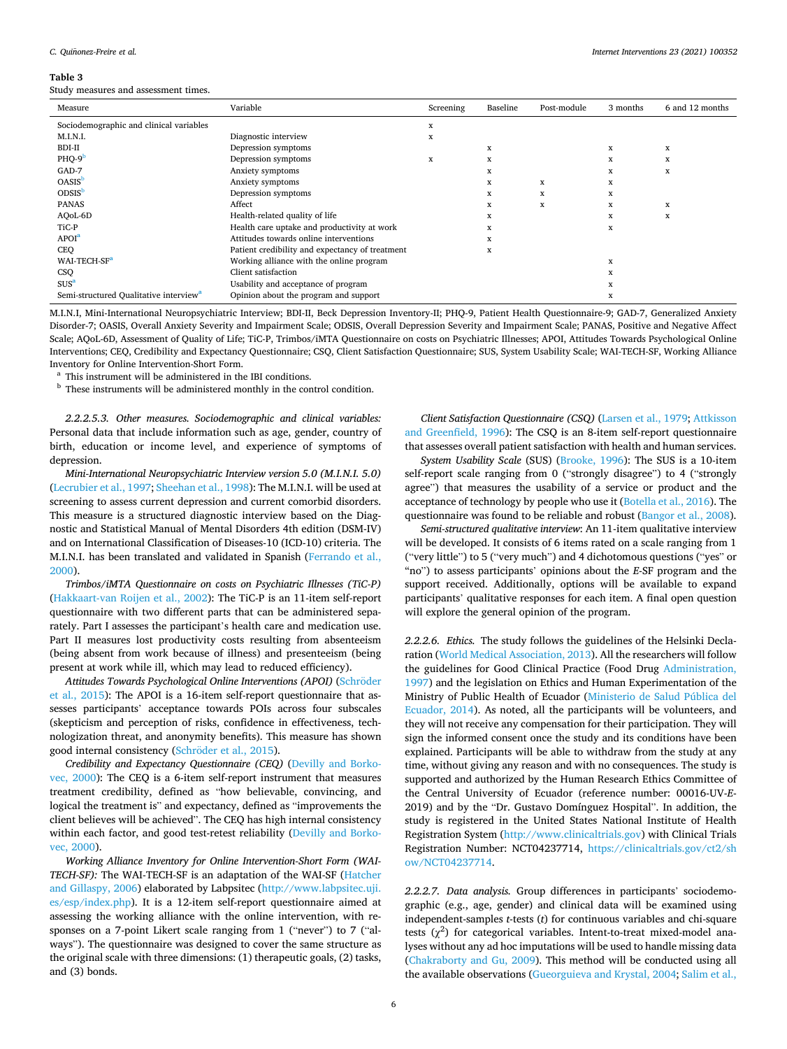**Table 3**
Study measures and assessment times.

| Measure | Variable | Screening | Baseline | Post-module | 3 months | 6 and 12 months |
|---|---|---|---|---|---|---|
| Sociodemographic and clinical variables | | x | | | | |
| M.I.N.I. | Diagnostic interview | x | | | | |
| BDI-II | Depression symptoms | | x | | x | x |
| PHQ-9[b] | Depression symptoms | x | x | | x | x |
| GAD-7 | Anxiety symptoms | | x | | x | x |
| OASIS[b] | Anxiety symptoms | | x | x | x | |
| ODSIS[b] | Depression symptoms | | x | x | x | |
| PANAS | Affect | | x | x | x | x |
| AQoL-6D | Health-related quality of life | | x | | x | x |
| TiC-P | Health care uptake and productivity at work | | x | | x | |
| APOI[a] | Attitudes towards online interventions | | x | | | |
| CEQ | Patient credibility and expectancy of treatment | | x | | | |
| WAI-TECH-SF[a] | Working alliance with the online program | | | | x | |
| CSQ | Client satisfaction | | | | x | |
| SUS[a] | Usability and acceptance of program | | | | x | |
| Semi-structured Qualitative interview[a] | Opinion about the program and support | | | | x | |

M.I.N.I, Mini-International Neuropsychiatric Interview; BDI-II, Beck Depression Inventory-II; PHQ-9, Patient Health Questionnaire-9; GAD-7, Generalized Anxiety Disorder-7; OASIS, Overall Anxiety Severity and Impairment Scale; ODSIS, Overall Depression Severity and Impairment Scale; PANAS, Positive and Negative Affect Scale; AQoL-6D, Assessment of Quality of Life; TiC-P, Trimbos/iMTA Questionnaire on costs on Psychiatric Illnesses; APOI, Attitudes Towards Psychological Online Interventions; CEQ, Credibility and Expectancy Questionnaire; CSQ, Client Satisfaction Questionnaire; SUS, System Usability Scale; WAI-TECH-SF, Working Alliance Inventory for Online Intervention-Short Form.

[a] This instrument will be administered in the IBI conditions.

[b] These instruments will be administered monthly in the control condition.

*2.2.2.5.3. Other measures. Sociodemographic and clinical variables:* Personal data that include information such as age, gender, country of birth, education or income level, and experience of symptoms of depression.

*Mini-International Neuropsychiatric Interview version 5.0 (M.I.N.I. 5.0)* (Lecrubier et al., 1997; Sheehan et al., 1998): The M.I.N.I. will be used at screening to assess current depression and current comorbid disorders. This measure is a structured diagnostic interview based on the Diagnostic and Statistical Manual of Mental Disorders 4th edition (DSM-IV) and on International Classification of Diseases-10 (ICD-10) criteria. The M.I.N.I. has been translated and validated in Spanish (Ferrando et al., 2000).

*Trimbos/iMTA Questionnaire on costs on Psychiatric Illnesses (TiC-P)* (Hakkaart-van Roijen et al., 2002): The TiC-P is an 11-item self-report questionnaire with two different parts that can be administered separately. Part I assesses the participant's health care and medication use. Part II measures lost productivity costs resulting from absenteeism (being absent from work because of illness) and presenteeism (being present at work while ill, which may lead to reduced efficiency).

*Attitudes Towards Psychological Online Interventions (APOI)* (Schröder et al., 2015): The APOI is a 16-item self-report questionnaire that assesses participants' acceptance towards POIs across four subscales (skepticism and perception of risks, confidence in effectiveness, technologization threat, and anonymity benefits). This measure has shown good internal consistency (Schröder et al., 2015).

*Credibility and Expectancy Questionnaire (CEQ)* (Devilly and Borkovec, 2000): The CEQ is a 6-item self-report instrument that measures treatment credibility, defined as "how believable, convincing, and logical the treatment is" and expectancy, defined as "improvements the client believes will be achieved". The CEQ has high internal consistency within each factor, and good test-retest reliability (Devilly and Borkovec, 2000).

*Working Alliance Inventory for Online Intervention-Short Form (WAI-TECH-SF):* The WAI-TECH-SF is an adaptation of the WAI-SF (Hatcher and Gillaspy, 2006) elaborated by Labpsitec (http://www.labpsitec.uji.es/esp/index.php). It is a 12-item self-report questionnaire aimed at assessing the working alliance with the online intervention, with responses on a 7-point Likert scale ranging from 1 ("never") to 7 ("always"). The questionnaire was designed to cover the same structure as the original scale with three dimensions: (1) therapeutic goals, (2) tasks, and (3) bonds.

*Client Satisfaction Questionnaire (CSQ)* (Larsen et al., 1979; Attkisson and Greenfield, 1996): The CSQ is an 8-item self-report questionnaire that assesses overall patient satisfaction with health and human services.

*System Usability Scale* (SUS) (Brooke, 1996): The SUS is a 10-item self-report scale ranging from 0 ("strongly disagree") to 4 ("strongly agree") that measures the usability of a service or product and the acceptance of technology by people who use it (Botella et al., 2016). The questionnaire was found to be reliable and robust (Bangor et al., 2008).

*Semi-structured qualitative interview*: An 11-item qualitative interview will be developed. It consists of 6 items rated on a scale ranging from 1 ("very little") to 5 ("very much") and 4 dichotomous questions ("yes" or "no") to assess participants' opinions about the *E*-SF program and the support received. Additionally, options will be available to expand participants' qualitative responses for each item. A final open question will explore the general opinion of the program.

*2.2.2.6. Ethics.* The study follows the guidelines of the Helsinki Declaration (World Medical Association, 2013). All the researchers will follow the guidelines for Good Clinical Practice (Food Drug Administration, 1997) and the legislation on Ethics and Human Experimentation of the Ministry of Public Health of Ecuador (Ministerio de Salud Pública del Ecuador, 2014). As noted, all the participants will be volunteers, and they will not receive any compensation for their participation. They will sign the informed consent once the study and its conditions have been explained. Participants will be able to withdraw from the study at any time, without giving any reason and with no consequences. The study is supported and authorized by the Human Research Ethics Committee of the Central University of Ecuador (reference number: 00016-UV-*E*-2019) and by the "Dr. Gustavo Domínguez Hospital". In addition, the study is registered in the United States National Institute of Health Registration System (http://www.clinicaltrials.gov) with Clinical Trials Registration Number: NCT04237714, https://clinicaltrials.gov/ct2/show/NCT04237714.

*2.2.2.7. Data analysis.* Group differences in participants' sociodemographic (e.g., age, gender) and clinical data will be examined using independent-samples *t*-tests ($t$) for continuous variables and chi-square tests ($\chi^2$) for categorical variables. Intent-to-treat mixed-model analyses without any ad hoc imputations will be used to handle missing data (Chakraborty and Gu, 2009). This method will be conducted using all the available observations (Gueorguieva and Krystal, 2004; Salim et al.,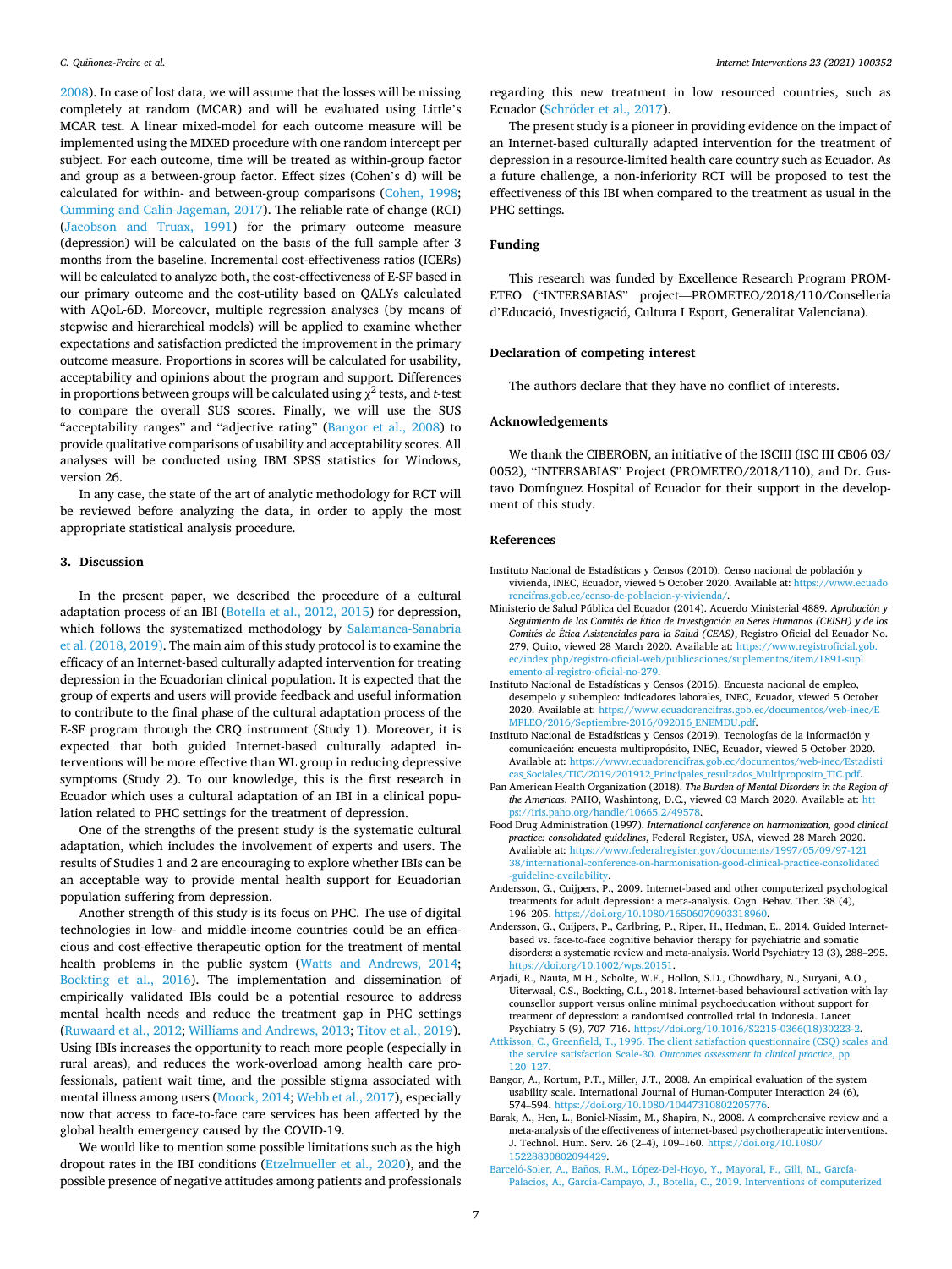2008). In case of lost data, we will assume that the losses will be missing completely at random (MCAR) and will be evaluated using Little's MCAR test. A linear mixed-model for each outcome measure will be implemented using the MIXED procedure with one random intercept per subject. For each outcome, time will be treated as within-group factor and group as a between-group factor. Effect sizes (Cohen's d) will be calculated for within- and between-group comparisons (Cohen, 1998; Cumming and Calin-Jageman, 2017). The reliable rate of change (RCI) (Jacobson and Truax, 1991) for the primary outcome measure (depression) will be calculated on the basis of the full sample after 3 months from the baseline. Incremental cost-effectiveness ratios (ICERs) will be calculated to analyze both, the cost-effectiveness of E-SF based in our primary outcome and the cost-utility based on QALYs calculated with AQoL-6D. Moreover, multiple regression analyses (by means of stepwise and hierarchical models) will be applied to examine whether expectations and satisfaction predicted the improvement in the primary outcome measure. Proportions in scores will be calculated for usability, acceptability and opinions about the program and support. Differences in proportions between groups will be calculated using $\chi^2$ tests, and *t*-test to compare the overall SUS scores. Finally, we will use the SUS "acceptability ranges" and "adjective rating" (Bangor et al., 2008) to provide qualitative comparisons of usability and acceptability scores. All analyses will be conducted using IBM SPSS statistics for Windows, version 26.

In any case, the state of the art of analytic methodology for RCT will be reviewed before analyzing the data, in order to apply the most appropriate statistical analysis procedure.

## 3. Discussion

In the present paper, we described the procedure of a cultural adaptation process of an IBI (Botella et al., 2012, 2015) for depression, which follows the systematized methodology by Salamanca-Sanabria et al. (2018, 2019). The main aim of this study protocol is to examine the efficacy of an Internet-based culturally adapted intervention for treating depression in the Ecuadorian clinical population. It is expected that the group of experts and users will provide feedback and useful information to contribute to the final phase of the cultural adaptation process of the E-SF program through the CRQ instrument (Study 1). Moreover, it is expected that both guided Internet-based culturally adapted interventions will be more effective than WL group in reducing depressive symptoms (Study 2). To our knowledge, this is the first research in Ecuador which uses a cultural adaptation of an IBI in a clinical population related to PHC settings for the treatment of depression.

One of the strengths of the present study is the systematic cultural adaptation, which includes the involvement of experts and users. The results of Studies 1 and 2 are encouraging to explore whether IBIs can be an acceptable way to provide mental health support for Ecuadorian population suffering from depression.

Another strength of this study is its focus on PHC. The use of digital technologies in low- and middle-income countries could be an efficacious and cost-effective therapeutic option for the treatment of mental health problems in the public system (Watts and Andrews, 2014; Bockting et al., 2016). The implementation and dissemination of empirically validated IBIs could be a potential resource to address mental health needs and reduce the treatment gap in PHC settings (Ruwaard et al., 2012; Williams and Andrews, 2013; Titov et al., 2019). Using IBIs increases the opportunity to reach more people (especially in rural areas), and reduces the work-overload among health care professionals, patient wait time, and the possible stigma associated with mental illness among users (Moock, 2014; Webb et al., 2017), especially now that access to face-to-face care services has been affected by the global health emergency caused by the COVID-19.

We would like to mention some possible limitations such as the high dropout rates in the IBI conditions (Etzelmueller et al., 2020), and the possible presence of negative attitudes among patients and professionals regarding this new treatment in low resourced countries, such as Ecuador (Schröder et al., 2017).

The present study is a pioneer in providing evidence on the impact of an Internet-based culturally adapted intervention for the treatment of depression in a resource-limited health care country such as Ecuador. As a future challenge, a non-inferiority RCT will be proposed to test the effectiveness of this IBI when compared to the treatment as usual in the PHC settings.

## Funding

This research was funded by Excellence Research Program PROMETEO ("INTERSABIAS" project—PROMETEO/2018/110/Conselleria d'Educació, Investigació, Cultura I Esport, Generalitat Valenciana).

## Declaration of competing interest

The authors declare that they have no conflict of interests.

## Acknowledgements

We thank the CIBEROBN, an initiative of the ISCIII (ISC III CB06 03/0052), "INTERSABIAS" Project (PROMETEO/2018/110), and Dr. Gustavo Domínguez Hospital of Ecuador for their support in the development of this study.

## References

Instituto Nacional de Estadísticas y Censos (2010). Censo nacional de población y vivienda, INEC, Ecuador, viewed 5 October 2020. Available at: https://www.ecuadorencifras.gob.ec/censo-de-poblacion-y-vivienda/.

Ministerio de Salud Pública del Ecuador (2014). Acuerdo Ministerial 4889. *Aprobación y Seguimiento de los Comités de Ética de Investigación en Seres Humanos (CEISH) y de los Comités de Ética Asistenciales para la Salud (CEAS)*, Registro Oficial del Ecuador No. 279, Quito, viewed 28 March 2020. Available at: https://www.registroficial.gob.ec/index.php/registro-oficial-web/publicaciones/suplementos/item/1891-suplemento-al-registro-oficial-no-279.

Instituto Nacional de Estadísticas y Censos (2016). Encuesta nacional de empleo, desempleo y subempleo: indicadores laborales, INEC, Ecuador, viewed 5 October 2020. Available at: https://www.ecuadorencifras.gob.ec/documentos/web-inec/EMPLEO/2016/Septiembre-2016/092016_ENEMDU.pdf.

Instituto Nacional de Estadísticas y Censos (2019). Tecnologías de la información y comunicación: encuesta multipropósito, INEC, Ecuador, viewed 5 October 2020. Available at: https://www.ecuadorencifras.gob.ec/documentos/web-inec/Estadisticas_Sociales/TIC/2019/201912_Principales_resultados_Multiproposito_TIC.pdf.

Pan American Health Organization (2018). *The Burden of Mental Disorders in the Region of the Americas*. PAHO, Washintong, D.C., viewed 03 March 2020. Available at: https://iris.paho.org/handle/10665.2/49578.

Food Drug Administration (1997). *International conference on harmonization, good clinical practice: consolidated guidelines*, Federal Register, USA, viewed 28 March 2020. Avaliable at: https://www.federalregister.gov/documents/1997/05/09/97-12138/international-conference-on-harmonisation-good-clinical-practice-consolidated-guideline-availability.

Andersson, G., Cuijpers, P., 2009. Internet-based and other computerized psychological treatments for adult depression: a meta-analysis. Cogn. Behav. Ther. 38 (4), 196–205. https://doi.org/10.1080/16506070903318960.

Andersson, G., Cuijpers, P., Carlbring, P., Riper, H., Hedman, E., 2014. Guided Internet-based vs. face-to-face cognitive behavior therapy for psychiatric and somatic disorders: a systematic review and meta-analysis. World Psychiatry 13 (3), 288–295. https://doi.org/10.1002/wps.20151.

Arjadi, R., Nauta, M.H., Scholte, W.F., Hollon, S.D., Chowdhary, N., Suryani, A.O., Uiterwaal, C.S., Bockting, C.L., 2018. Internet-based behavioural activation with lay counsellor support versus online minimal psychoeducation without support for treatment of depression: a randomised controlled trial in Indonesia. Lancet Psychiatry 5 (9), 707–716. https://doi.org/10.1016/S2215-0366(18)30223-2.

Attkisson, C., Greenfield, T., 1996. The client satisfaction questionnaire (CSQ) scales and the service satisfaction Scale-30. *Outcomes assessment in clinical practice*, pp. 120–127.

Bangor, A., Kortum, P.T., Miller, J.T., 2008. An empirical evaluation of the system usability scale. International Journal of Human-Computer Interaction 24 (6), 574–594. https://doi.org/10.1080/10447310802205776.

Barak, A., Hen, L., Boniel-Nissim, M., Shapira, N., 2008. A comprehensive review and a meta-analysis of the effectiveness of internet-based psychotherapeutic interventions. J. Technol. Hum. Serv. 26 (2–4), 109–160. https://doi.org/10.1080/15228830802094429.

Barceló-Soler, A., Baños, R.M., López-Del-Hoyo, Y., Mayoral, F., Gili, M., García-Palacios, A., García-Campayo, J., Botella, C., 2019. Interventions of computerized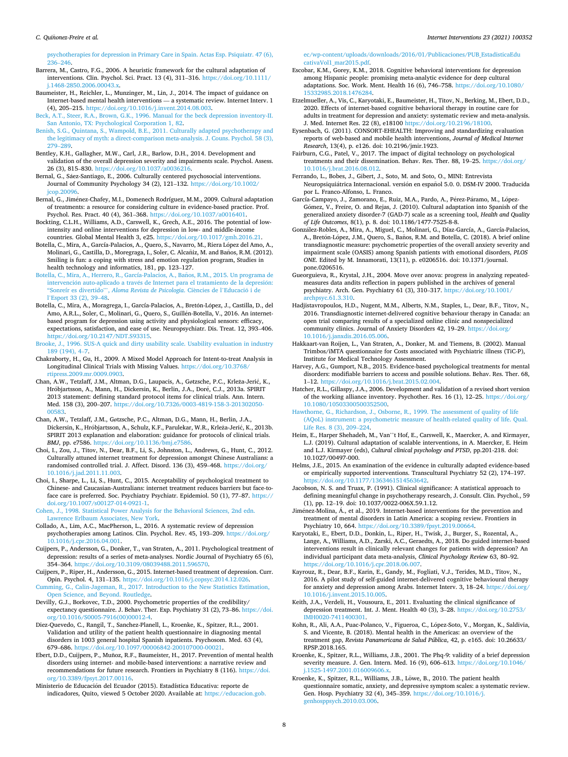psychotherapies for depression in Primary Care in Spain. Actas Esp. Psiquiatr. 47 (6), 236–246.

Barrera, M., Castro, F.G., 2006. A heuristic framework for the cultural adaptation of interventions. Clin. Psychol. Sci. Pract. 13 (4), 311–316. https://doi.org/10.1111/j.1468-2850.2006.00043.x.

Baumeister, H., Reichler, L., Munzinger, M., Lin, J., 2014. The impact of guidance on Internet-based mental health interventions — a systematic review. Internet Interv. 1 (4), 205–215. https://doi.org/10.1016/j.invent.2014.08.003.

Beck, A.T., Steer, R.A., Brown, G.K., 1996. Manual for the beck depression inventory-II. San Antonio, TX: Psychological Corporation 1, 82.

Benish, S.G., Quintana, S., Wampold, B.E., 2011. Culturally adapted psychotherapy and the legitimacy of myth: a direct-comparison meta-analysis. J. Couns. Psychol. 58 (3), 279–289.

Bentley, K.H., Gallagher, M.W., Carl, J.R., Barlow, D.H., 2014. Development and validation of the overall depression severity and impairments scale. Psychol. Assess. 26 (3), 815–830. https://doi.org/10.1037/a0036216.

Bernal, G., Sáez-Santiago, E., 2006. Culturally centered psychosocial interventions. Journal of Community Psychology 34 (2), 121–132. https://doi.org/10.1002/jcop.20096.

Bernal, G., Jiménez-Chafey, M.I., Domenech Rodríguez, M.M., 2009. Cultural adaptation of treatments: a resource for considering culture in evidence-based practice. Prof. Psychol. Res. Pract. 40 (4), 361–368. https://doi.org/10.1037/a0016401.

Bockting, C.L.H., Williams, A.D., Carswell, K., Grech, A.E., 2016. The potential of low-intensity and online interventions for depression in low- and middle-income countries. Global Mental Health 3, e25. https://doi.org/10.1017/gmh.2016.21.

Botella, C., Mira, A., García-Palacios, A., Quero, S., Navarro, M., Riera López del Amo, A., Molinari, G., Castilla, D., Moregraga, I., Soler, C. Alcañiz, M. and Baños, R.M. (2012). Smiling is fun: a coping with stress and emotion regulation program, Studies in health technology and informatics, 181, pp. 123–127.

Botella, C., Mira, A., Herrero, R., García-Palacios, A., Baños, R.M., 2015. Un programa de intervención auto-aplicado a través de Internet para el tratamiento de la depresión: "Sonreír es divertido"", *Aloma Revista de Psicologia*. Ciències de l'Educació i de l'Esport 33 (2), 39–48.

Botella, C., Mira, A., Moragrega, I., García-Palacios, A., Bretón-López, J., Castilla, D., del Amo, A.R.L., Soler, C., Molinari, G., Quero, S., Guillén-Botella, V., 2016. An internet-based program for depression using activity and physiological sensors: efficacy, expectations, satisfaction, and ease of use. Neuropsychiatr. Dis. Treat. 12, 393–406. https://doi.org/10.2147/NDT.S93315.

Brooke, J., 1996. SUS-A quick and dirty usability scale. Usability evaluation in industry 189 (194), 4–7.

Chakraborty, H., Gu, H., 2009. A Mixed Model Approach for Intent-to-treat Analysis in Longitudinal Clinical Trials with Missing Values. https://doi.org/10.3768/rtipress.2009.mr.0009.0903.

Chan, A.W., Tetzlaff, J.M., Altman, D.G., Laupacis, A., Gøtzsche, P.C., Krleža-Jerić, K., Hróbjartsson, A., Mann, H., Dickersin, K., Berlin, J.A., Doré, C.J., 2013a. SPIRIT 2013 statement: defining standard protocol items for clinical trials. Ann. Intern. Med. 158 (3), 200–207. https://doi.org/10.7326/0003-4819-158-3-201302050-00583.

Chan, A.W., Tetzlaff, J.M., Gøtzsche, P.C., Altman, D.G., Mann, H., Berlin, J.A., Dickersin, K., Hróbjartsson, A., Schulz, K.F., Parulekar, W.R., Krleža-Jerić, K., 2013b. SPIRIT 2013 explanation and elaboration: guidance for protocols of clinical trials. *BMJ*, pp. e7586. https://doi.org/10.1136/bmj.e7586.

Choi, I., Zou, J., Titov, N., Dear, B.F., Li, S., Johnston, L., Andrews, G., Hunt, C., 2012. Culturally attuned internet treatment for depression amongst Chinese Australians: a randomised controlled trial. J. Affect. Disord. 136 (3), 459–468. https://doi.org/10.1016/j.jad.2011.11.003.

Choi, I., Sharpe, L., Li, S., Hunt, C., 2015. Acceptability of psychological treatment to Chinese- and Caucasian-Australians: internet treatment reduces barriers but face-to-face care is preferred. Soc. Psychiatry Psychiatr. Epidemiol. 50 (1), 77–87. https://doi.org/10.1007/s00127-014-0921-1.

Cohen, J., 1998. Statistical Power Analysis for the Behavioral Sciences, 2nd edn. Lawrence Erlbaum Associates, New York.

Collado, A., Lim, A.C., MacPherson, L., 2016. A systematic review of depression psychotherapies among Latinos. Clin. Psychol. Rev. 45, 193–209. https://doi.org/10.1016/j.cpr.2016.04.001.

Cuijpers, P., Andersson, G., Donker, T., van Straten, A., 2011. Psychological treatment of depression: results of a series of meta-analyses. Nordic Journal of Psychiatry 65 (6), 354–364. https://doi.org/10.3109/08039488.2011.596570.

Cuijpers, P., Riper, H., Andersson, G., 2015. Internet-based treatment of depression. Curr. Opin. Psychol. 4, 131–135. https://doi.org/10.1016/j.copsyc.2014.12.026.

Cumming, G., Calin-Jageman, R., 2017. Introduction to the New Statistics Estimation, Open Science, and Beyond. Routledge.

Devilly, G.J., Borkovec, T.D., 2000. Psychometric properties of the credibility/expectancy questionnaire. J. Behav. Ther. Exp. Psychiatry 31 (2), 73–86. https://doi.org/10.1016/S0005-7916(00)00012-4.

Diez-Quevedo, C., Rangil, T., Sanchez-Planell, L., Kroenke, K., Spitzer, R.L., 2001. Validation and utility of the patient health questionnaire in diagnosing mental disorders in 1003 general hospital Spanish inpatients. Psychosom. Med. 63 (4), 679–686. https://doi.org/10.1097/00006842-200107000-00021.

Ebert, D.D., Cuijpers, P., Muñoz, R.F., Baumeister, H., 2017. Prevention of mental health disorders using internet- and mobile-based interventions: a narrative review and recommendations for future research. Frontiers in Psychiatry 8 (116). https://doi.org/10.3389/fpsyt.2017.00116.

Ministerio de Educación del Ecuador (2015). Estadística Educativa: reporte de indicadores, Quito, viewed 5 October 2020. Available at: https://educacion.gob.ec/wp-content/uploads/downloads/2016/01/Publicaciones/PUB_EstadisticaEducativaVol1_mar2015.pdf.

Escobar, K.M., Gorey, K.M., 2018. Cognitive behavioral interventions for depression among Hispanic people: promising meta-analytic evidence for deep cultural adaptations. Soc. Work. Ment. Health 16 (6), 746–758. https://doi.org/10.1080/15332985.2018.1476284.

Etzelmueller, A., Vis, C., Karyotaki, E., Baumeister, H., Titov, N., Berking, M., Ebert, D.D., 2020. Effects of internet-based cognitive behavioral therapy in routine care for adults in treatment for depression and anxiety: systematic review and meta-analysis. J. Med. Internet Res. 22 (8), e18100 https://doi.org/10.2196/18100.

Eysenbach, G. (2011). CONSORT-EHEALTH: Improving and standardizing evaluation reports of web-based and mobile health interventions, *Journal of Medical Internet Research*, 13(4), p. e126. doi: 10.2196/jmir.1923.

Fairburn, C.G., Patel, V., 2017. The impact of digital technology on psychological treatments and their dissemination. Behav. Res. Ther. 88, 19–25. https://doi.org/10.1016/j.brat.2016.08.012.

Ferrando, L., Bobes, J., Gibert, J., Soto, M. and Soto, O., MINI: Entrevista Neuropsiquiátrica Internacional. versión en español 5.0. 0. DSM-IV 2000. Traducida por L. Franco-Alfonso, L. Franco.

García-Campayo, J., Zamorano, E., Ruiz, M.A., Pardo, A., Pérez-Páramo, M., López-Gómez, V., Freire, O. and Rejas, J. (2010). Cultural adaptation into Spanish of the generalized anxiety disorder-7 (GAD-7) scale as a screening tool, *Health and Quality of Life Outcomes*, 8(1), p. 8. doi: 10.1186/1477-7525-8-8.

González-Robles, A., Mira, A., Miguel, C., Molinari, G., Díaz-García, A., García-Palacios, A., Bretón-López, J.M., Quero, S., Baños, R.M. and Botella, C. (2018). A brief online transdiagnostic measure: psychometric properties of the overall anxiety severity and impairment scale (OASIS) among Spanish patients with emotional disorders, *PLOS ONE*. Edited by M. Innamorati, 13(11), p. e0206516. doi: 10.1371/journal.pone.0206516.

Gueorguieva, R., Krystal, J.H., 2004. Move over anova: progress in analyzing repeated-measures data andits reflection in papers published in the archives of general psychiatry. Arch. Gen. Psychiatry 61 (3), 310–317. https://doi.org/10.1001/archpsyc.61.3.310.

Hadjistavropoulos, H.D., Nugent, M.M., Alberts, N.M., Staples, L., Dear, B.F., Titov, N., 2016. Transdiagnostic internet-delivered cognitive behaviour therapy in Canada: an open trial comparing results of a specialized online clinic and nonspecialized community clinics. Journal of Anxiety Disorders 42, 19–29. https://doi.org/10.1016/j.janxdis.2016.05.006.

Hakkaart-van Roijen, L., Van Straten, A., Donker, M. and Tiemens, B. (2002). Manual Trimbos/iMTA questionnaire for Costs associated with Psychiatric illness (TiC-P), Institute for Medical Technology Assessment.

Harvey, A.G., Gumport, N.B., 2015. Evidence-based psychological treatments for mental disorders: modifiable barriers to access and possible solutions. Behav. Res. Ther. 68, 1–12. https://doi.org/10.1016/j.brat.2015.02.004.

Hatcher, R.L., Gillaspy, J.A., 2006. Development and validation of a revised short version of the working alliance inventory. Psychother. Res. 16 (1), 12–25. https://doi.org/10.1080/10503300500352500.

Hawthorne, G., Richardson, J., Osborne, R., 1999. The assessment of quality of life (AQoL) instrument: a psychometric measure of health-related quality of life. Qual. Life Res. 8 (3), 209–224.

Heim, E., Harper Shehadeh, M., Van``t Hof, E., Carswell, K., Maercker, A. and Kirmayer, L.J. (2019). Cultural adaptation of scalable interventions, in A. Maercker, E. Heim and L.J. Kirmayer (eds), *Cultural clinical psychology and PTSD*, pp.201-218. doi: 10.1027/00497-000.

Helms, J.E., 2015. An examination of the evidence in culturally adapted evidence-based or empirically supported interventions. Transcultural Psychiatry 52 (2), 174–197. https://doi.org/10.1177/1363461514563642.

Jacobson, N. S. and Truax, P. (1991). Clinical significance: A statistical approach to defining meaningful change in psychotherapy research, J. Consult. Clin. Psychol., 59 (1), pp. 12–19. doi: 10.1037/0022-006X.59.1.12.

Jiménez-Molina, Á., et al., 2019. Internet-based interventions for the prevention and treatment of mental disorders in Latin America: a scoping review. Frontiers in Psychiatry 10, 664. https://doi.org/10.3389/fpsyt.2019.00664.

Karyotaki, E., Ebert, D.D., Donkin, L., Riper, H., Twisk, J., Burger, S., Rozental, A., Lange, A., Williams, A.D., Zarski, A.C., Geraedts, A., 2018. Do guided internet-based interventions result in clinically relevant changes for patients with depression? An individual participant data meta-analysis, *Clinical Psychology Review* 63, 80–92. https://doi.org/10.1016/j.cpr.2018.06.007.

Kayrouz, R., Dear, B.F., Karin, E., Gandy, M., Fogliati, V.J., Terides, M.D., Titov, N., 2016. A pilot study of self-guided internet-delivered cognitive behavioural therapy for anxiety and depression among Arabs. Internet Interv. 3, 18–24. https://doi.org/10.1016/j.invent.2015.10.005.

Keith, J.A., Verdeli, H., Vousoura, E., 2011. Evaluating the clinical significance of depression treatment. Int. J. Ment. Health 40 (3), 3–28. https://doi.org/10.2753/IMH0020-7411400301.

Kohn, R., Ali, A.A., Puac-Polanco, V., Figueroa, C., López-Soto, V., Morgan, K., Saldivia, S. and Vicente, B. (2018). Mental health in the Americas: an overview of the treatment gap, *Revista Panamericana de Salud Pública*, 42, p. e165. doi: 10.26633/RPSP.2018.165.

Kroenke, K., Spitzer, R.L., Williams, J.B., 2001. The Phq-9: validity of a brief depression severity measure. J. Gen. Intern. Med. 16 (9), 606–613. https://doi.org/10.1046/j.1525-1497.2001.016009606.x.

Kroenke, K., Spitzer, R.L., Williams, J.B., Löwe, B., 2010. The patient health questionnaire somatic, anxiety, and depressive symptom scales: a systematic review. Gen. Hosp. Psychiatry 32 (4), 345–359. https://doi.org/10.1016/j.genhosppsych.2010.03.006.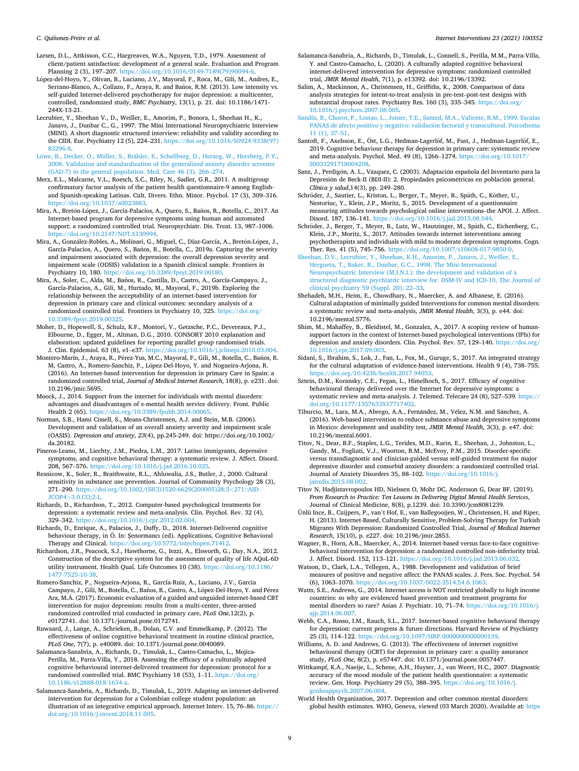Larsen, D.L., Attkisson, C.C., Hargreaves, W.A., Nguyen, T.D., 1979. Assessment of client/patient satisfaction: development of a general scale. Evaluation and Program Planning 2 (3), 197–207. https://doi.org/10.1016/0149-7189(79)90094-6.

López-del-Hoyo, Y., Olivan, B., Luciano, J.V., Mayoral, F., Roca, M., Gili, M., Andres, E., Serrano-Blanco, A., Collazo, F., Araya, R. and Baños, R.M. (2013). Low intensity vs. self-guided Internet-delivered psychotherapy for major depression: a multicenter, controlled, randomized study, *BMC Psychiatry*, 13(1), p. 21. doi: 10.1186/1471-244X-13-21.

Lecrubier, Y., Sheehan V., D., Weiller, E., Amorim, P., Bonora, I., Sheehan H., K., Janavs, J., Dunbar C., G., 1997. The Mini International Neuropsychiatric Interview (MINI). A short diagnostic structured interview: reliability and validity according to the CIDI. Eur. Psychiatry 12 (5), 224–231. https://doi.org/10.1016/S0924-9338(97)83296-8.

Löwe, B., Decker, O., Müller, S., Brähler, E., Schellberg, D., Herzog, W., Herzberg, P.Y., 2008. Validation and standardization of the generalized anxiety disorder screener (GAD-7) in the general population. Med. Care 46 (3), 266–274.

Merz, E.L., Malcarne, V.L., Roesch, S.C., Riley, N., Sadler, G.R., 2011. A multigroup confirmatory factor analysis of the patient health questionnaire-9 among English- and Spanish-speaking Latinas. Cult. Divers. Ethn. Minor. Psychol. 17 (3), 309–316. https://doi.org/10.1037/a0023883.

Mira, A., Bretón-López, J., García-Palacios, A., Quero, S., Baños, R., Botella, C., 2017. An Internet-based program for depressive symptoms using human and automated support: a randomized controlled trial. Neuropsychiatr. Dis. Treat. 13, 987–1006. https://doi.org/10.2147/NDT.S130994.

Mira, A., González-Robles, A., Molinari, G., Miguel, C., Díaz-García, A., Bretón-López, J., García-Palacios, A., Quero, S., Baños, R., Botella, C., 2019a. Capturing the severity and impairment associated with depression: the overall depression severity and impairment scale (ODSIS) validation in a Spanish clinical sample. Frontiers in Psychiatry 10, 180. https://doi.org/10.3389/fpsyt.2019.00180.

Mira, A., Soler, C., Alda, M., Baños, R., Castilla, D., Castro, A., García-Campayo, J., García-Palacios, A., Gili, M., Hurtado, M., Mayoral, F., 2019b. Exploring the relationship between the acceptability of an internet-based intervention for depression in primary care and clinical outcomes: secondary analysis of a randomized controlled trial. Frontiers in Psychiatry 10, 325. https://doi.org/10.3389/fpsyt.2019.00325.

Moher, D., Hopewell, S., Schulz, K.F., Montori, V., Gøtzsche, P.C., Devereaux, P.J., Elbourne, D., Egger, M., Altman, D.G., 2010. CONSORT 2010 explanation and elaboration: updated guidelines for reporting parallel group randomised trials. J. Clin. Epidemiol. 63 (8), e1–e37. https://doi.org/10.1016/j.jclinepi.2010.03.004.

Montero-Marín, J., Araya, R., Pérez-Yus, M.C., Mayoral, F., Gili, M., Botella, C., Baños, R. M, Castro, A., Romero-Sanchiz, P., López-Del-Hoyo, Y. and Nogueira-Arjona, R. (2016). An Internet-based intervention for depression in primary Care in Spain: a randomized controlled trial, *Journal of Medical Internet Research*, 18(8), p. e231. doi: 10.2196/jmir.5695.

Moock, J., 2014. Support from the internet for individuals with mental disorders: advantages and disadvantages of e-mental health service delivery. Front. Public Health 2 (65). https://doi.org/10.3389/fpubh.2014.00065.

Norman, S.B., Hami Cissell, S., Means-Christensen, A.J. and Stein, M.B. (2006). Development and validation of an overall anxiety severity and impairment scale (OASIS). *Depression and anxiety*, *23*(4), pp.245-249. doi: https://doi.org/10.1002/da.20182.

Pineros-Leano, M., Liechty, J.M., Piedra, L.M., 2017. Latino immigrants, depressive symptoms, and cognitive behavioral therapy: a systematic review. J. Affect. Disord. 208, 567–576. https://doi.org/10.1016/j.jad.2016.10.025.

Resnicow, K., Soler, R., Braithwaite, R.L., Ahluwalia, J.S., Butler, J., 2000. Cultural sensitivity in substance use prevention. Journal of Community Psychology 28 (3), 271–290. https://doi.org/10.1002/(SICI)1520-6629(200005)28:3<271::AID-JCOP4>3.0.CO;2-I.

Richards, D., Richardson, T., 2012. Computer-based psychological treatments for depression: a systematic review and meta-analysis. Clin. Psychol. Rev. 32 (4), 329–342. https://doi.org/10.1016/j.cpr.2012.02.004.

Richards, D., Enrique, A., Palacios, J., Duffy, D., 2018. Internet-Delivered cognitive behaviour therapy, in Ö. In: Şenormancı (ed). Applications, Cognitive Behavioral Therapy and Clinical. https://doi.org/10.5772/intechopen.71412.

Richardson, J.R., Peacock, S.J., Hawthorne, G., Iezzi, A., Elsworth, G., Day, N.A., 2012. Construction of the descriptive system for the assessment of quality of life AQoL-6D utility instrument. Health Qual. Life Outcomes 10 (38). https://doi.org/10.1186/1477-7525-10-38.

Romero-Sanchiz, P., Nogueira-Arjona, R., García-Ruiz, A., Luciano, J.V., Garcia Campayo, J., Gili, M., Botella, C., Baños, R., Castro, A., López-Del-Hoyo, Y. and Pérez Ara, M.Á. (2017). Economic evaluation of a guided and unguided internet-based CBT intervention for major depression: results from a multi-center, three-armed randomized controlled trial conducted in primary care, *PLoS One*,12(2), p. e0172741. doi: 10.1371/journal.pone.0172741.

Ruwaard, J., Lange, A., Schrieken, B., Dolan, C.V. and Emmelkamp, P. (2012). The effectiveness of online cognitive behavioral treatment in routine clinical practice, *PLoS One*, 7(7), p. e40089. doi: 10.1371/journal.pone.0040089.

Salamanca-Sanabria, A., Richards, D., Timulak, L., Castro-Camacho, L., Mojica-Perilla, M., Parra-Villa, Y., 2018. Assessing the efficacy of a culturally adapted cognitive behavioural internet-delivered treatment for depression: protocol for a randomised controlled trial. BMC Psychiatry 18 (53), 1–11. https://doi.org/10.1186/s12888-018-1634-x.

Salamanca-Sanabria, A., Richards, D., Timulak, L., 2019. Adapting an internet-delivered intervention for depression for a Colombian college student population: an illustration of an integrative empirical approach. Internet Interv. 15, 76–86. https://doi.org/10.1016/j.invent.2018.11.005.

Salamanca-Sanabria, A., Richards, D., Timulak, L., Connell, S., Perilla, M.M., Parra-Villa, Y. and Castro-Camacho, L. (2020). A culturally adapted cognitive behavioral internet-delivered intervention for depressive symptoms: randomized controlled trial, *JMIR Mental Health*, 7(1), p. e13392. doi: 10.2196/13392.

Salim, A., Mackinnon, A., Christensen, H., Griffiths, K., 2008. Comparison of data analysis strategies for intent-to-treat analysis in pre-test–post-test designs with substantial dropout rates. Psychiatry Res. 160 (3), 335–345. https://doi.org/10.1016/j.psychres.2007.08.005.

Sandín, B., Chorot, P., Lostao, L., Joiner, T.E., Santed, M.A., Valiente, R.M., 1999. Escalas PANAS de afecto positivo y negativo: validación factorial y transcultural. Psicothema 11 (1), 37–51.

Santoft, F., Axelsson, E., Öst, L.G., Hedman-Lagerlöf, M., Fust, J., Hedman-Lagerlöf, E., 2019. Cognitive behaviour therapy for depression in primary care: systematic review and meta-analysis. Psychol. Med. 49 (8), 1266–1274. https://doi.org/10.1017/S0033291718004208.

Sanz, J., Perdigón, A. L., Vázquez, C. (2003). Adaptación española del Inventario para la Depresión de Beck-II (BDI-II): 2. Propiedades psicométricas en población general. *Clínica y salud*,14(3), pp. 249–280.

Schröder, J., Sautier, L., Kriston, L., Berger, T., Meyer, B., Späth, C., Köther, U., Nestoriuc, Y., Klein, J.P., Moritz, S., 2015. Development of a questionnaire measuring attitudes towards psychological online interventions–the APOI. J. Affect. Disord. 187, 136–141. https://doi.org/10.1016/j.jad.2015.08.044.

Schröder, J., Berger, T., Meyer, B., Lutz, W., Hautzinger, M., Späth, C., Eichenberg, C., Klein, J.P., Moritz, S., 2017. Attitudes towards internet interventions among psychotherapists and individuals with mild to moderate depression symptoms. Cogn. Ther. Res. 41 (5), 745–756. https://doi.org/10.1007/s10608-017-9850-0.

Sheehan, D.V., Lecrubier, Y., Sheehan, K.H., Amorim, P., Janavs, J., Weiller, E., Hergueta, T., Baker, R., Dunbar, G.C., 1998. The Mini-International Neuropsychiatric Interview (M.I.N.I.): the development and validation of a structured diagnostic psychiatric interview for. DSM-IV and ICD-10, The Journal of clinical psychiatry 59 (Suppl. 20), 22–33.

Shehadeh, M.H., Heim, E., Chowdhary, N., Maercker, A. and Albanese, E. (2016). Cultural adaptation of minimally guided Interventions for common mental disorders: a systematic review and meta-analysis, *JMIR Mental Health*, 3(3), p. e44. doi: 10.2196/mental.5776.

Shim, M., Mahaffey, B., Bleidistel, M., Gonzalez, A., 2017. A scoping review of human-support factors in the context of Internet-based psychological interventions (IPIs) for depression and anxiety disorders. Clin. Psychol. Rev. 57, 129–140. https://doi.org/10.1016/j.cpr.2017.09.003.

Sidani, S., Ibrahim, S., Lok, J., Fan, L., Fox, M., Guruge, S., 2017. An integrated strategy for the cultural adaptation of evidence-based interventions. Health 9 (4), 738–755. https://doi.org/10.4236/health.2017.94053.

Sztein, D.M., Koransky, C.E., Fegan, L., Himelhoch, S., 2017. Efficacy of cognitive behavioural therapy delivered over the Internet for depressive symptoms: a systematic review and meta-analysis. J. Telemed. Telecare 24 (8), 527–539. https://doi.org/10.1177/1357633X17717402.

Tiburcio, M., Lara, M.A., Abrego, A.A., Fernández, M., Vélez, N.M. and Sánchez, A. (2016). Web-based intervention to reduce substance abuse and depressive symptoms in Mexico: development and usability test, *JMIR Mental Health*, 3(3), p. e47. doi: 10.2196/mental.6001.

Titov, N., Dear, B.F., Staples, L.G., Terides, M.D., Karin, E., Sheehan, J., Johnston, L., Gandy, M., Fogliati, V.J., Wootton, B.M., McEvoy, P.M., 2015. Disorder-specific versus transdiagnostic and clinician-guided versus self-guided treatment for major depressive disorder and comorbid anxiety disorders: a randomized controlled trial. Journal of Anxiety Disorders 35, 88–102. https://doi.org/10.1016/j.janxdis.2015.08.002.

Titov N, Hadjistavropoulos HD, Nielssen O, Mohr DC, Andersson G, Dear BF. (2019). *From Research to Practice: Ten Lessons in Delivering Digital Mental Health Services*, Journal of Clinical Medicine, 8(8), p.1239. doi: 10.3390/jcm8081239.

Ünlü Ince, B., Cuijpers, P., van't Hof, E., van Ballegooijen, W., Christensen, H. and Riper, H. (2013). Internet-Based, Culturally Sensitive, Problem-Solving Therapy for Turkish Migrants With Depression: Randomized Controlled Trial, *Journal of Medical Internet Research*, 15(10), p. e227. doi: 10.2196/jmir.2853.

Wagner, B., Horn, A.B., Maercker, A., 2014. Internet-based versus face-to-face cognitive-behavioral intervention for depression: a randomized controlled non-inferiority trial. J. Affect. Disord. 152, 113–121. https://doi.org/10.1016/j.jad.2013.06.032.

Watson, D., Clark, L.A., Tellegen, A., 1988. Development and validation of brief measures of positive and negative affect: the PANAS scales. J. Pers. Soc. Psychol. 54 (6), 1063–1070. https://doi.org/10.1037/0022-3514.54.6.1063.

Watts, S.E., Andrews, G., 2014. Internet access is NOT restricted globally to high income countries: so why are evidenced based prevention and treatment programs for mental disorders so rare? Asian J. Psychiatr. 10, 71–74. https://doi.org/10.1016/j.ajp.2014.06.007.

Webb, C.A., Rosso, I.M., Rauch, S.L., 2017. Internet-based cognitive behavioral therapy for depression: current progress & future directions. Harvard Review of Psychiatry 25 (3), 114–122. https://doi.org/10.1097/HRP.0000000000000139.

Williams, A. D. and Andrews, G. (2013). The effectiveness of internet cognitive behavioural therapy (iCBT) for depression in primary care: a quality assurance study, *PLoS One*, 8(2), p. e57447. doi: 10.1371/journal.pone.0057447.

Wittkampf, K.A., Naeije, L., Schene, A.H., Huyser, J., van Weert, H.C., 2007. Diagnostic accuracy of the mood module of the patient health questionnaire: a systematic review. Gen. Hosp. Psychiatry 29 (5), 388–395. https://doi.org/10.1016/j.genhosppsych.2007.06.004.

World Health Organization, 2017. Depression and other common mental disorders: global health estimates. WHO, Geneva, viewed (03 March 2020). Available at: https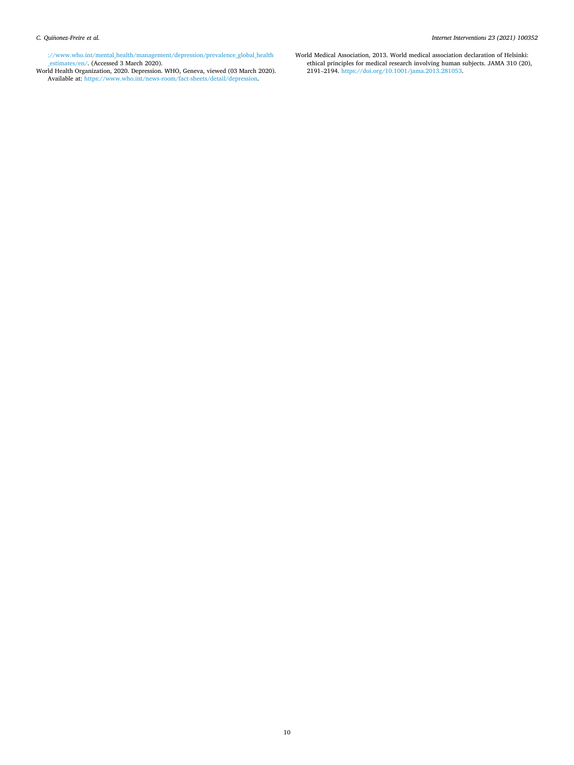://www.who.int/mental_health/management/depression/prevalence_global_health_estimates/en/. (Accessed 3 March 2020).

World Health Organization, 2020. Depression. WHO, Geneva, viewed (03 March 2020). Available at: https://www.who.int/news-room/fact-sheets/detail/depression.

World Medical Association, 2013. World medical association declaration of Helsinki: ethical principles for medical research involving human subjects. JAMA 310 (20), 2191–2194. https://doi.org/10.1001/jama.2013.281053.